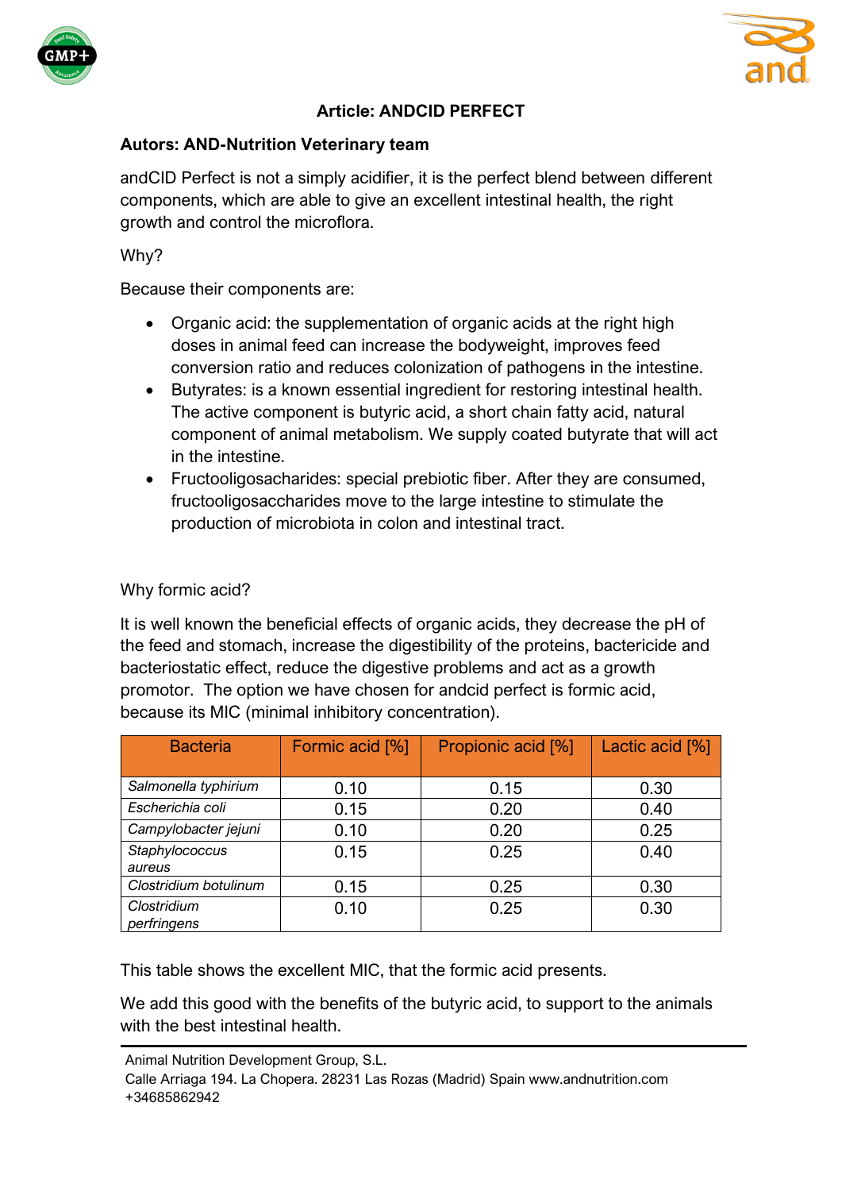# Article: ANDCID PERFECT

**Autors: AND-Nutrition Veterinary team**

andCID Perfect is not a simply acidifier, it is the perfect blend between different components, which are able to give an excellent intestinal health, the right growth and control the microflora.

Why?

Because their components are:

- Organic acid: the supplementation of organic acids at the right high doses in animal feed can increase the bodyweight, improves feed conversion ratio and reduces colonization of pathogens in the intestine.
- Butyrates: is a known essential ingredient for restoring intestinal health. The active component is butyric acid, a short chain fatty acid, natural component of animal metabolism. We supply coated butyrate that will act in the intestine.
- Fructooligosacharides: special prebiotic fiber. After they are consumed, fructooligosaccharides move to the large intestine to stimulate the production of microbiota in colon and intestinal tract.

Why formic acid?

It is well known the beneficial effects of organic acids, they decrease the pH of the feed and stomach, increase the digestibility of the proteins, bactericide and bacteriostatic effect, reduce the digestive problems and act as a growth promotor. The option we have chosen for andcid perfect is formic acid, because its MIC (minimal inhibitory concentration).

| Bacteria | Formic acid [%] | Propionic acid [%] | Lactic acid [%] |
|---|---|---|---|
| *Salmonella typhirium* | 0.10 | 0.15 | 0.30 |
| *Escherichia coli* | 0.15 | 0.20 | 0.40 |
| *Campylobacter jejuni* | 0.10 | 0.20 | 0.25 |
| *Staphylococcus aureus* | 0.15 | 0.25 | 0.40 |
| *Clostridium botulinum* | 0.15 | 0.25 | 0.30 |
| *Clostridium perfringens* | 0.10 | 0.25 | 0.30 |

This table shows the excellent MIC, that the formic acid presents.

We add this good with the benefits of the butyric acid, to support to the animals with the best intestinal health.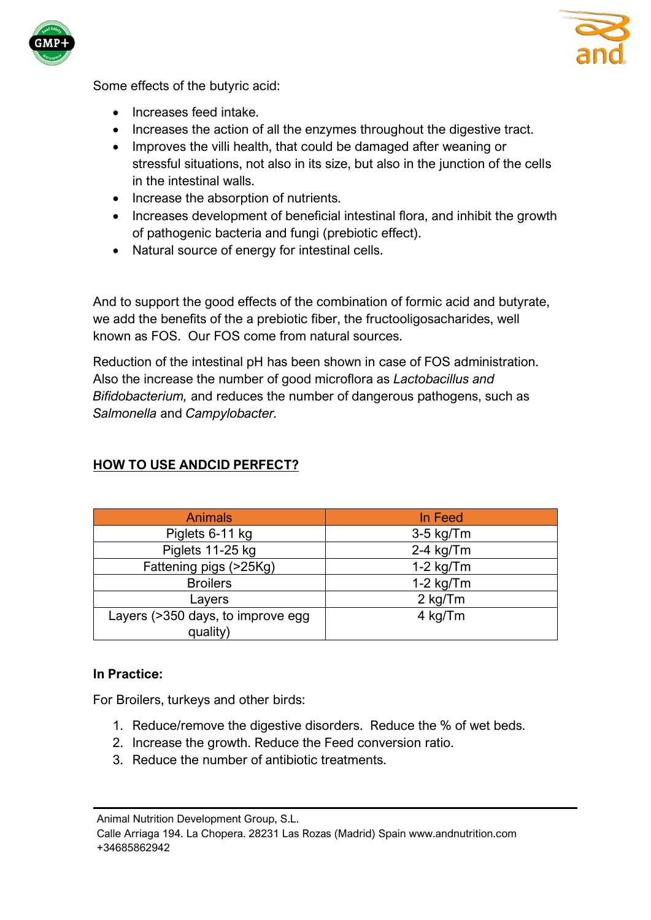Some effects of the butyric acid:

- Increases feed intake.
- Increases the action of all the enzymes throughout the digestive tract.
- Improves the villi health, that could be damaged after weaning or stressful situations, not also in its size, but also in the junction of the cells in the intestinal walls.
- Increase the absorption of nutrients.
- Increases development of beneficial intestinal flora, and inhibit the growth of pathogenic bacteria and fungi (prebiotic effect).
- Natural source of energy for intestinal cells.

And to support the good effects of the combination of formic acid and butyrate, we add the benefits of the a prebiotic fiber, the fructooligosacharides, well known as FOS. Our FOS come from natural sources.

Reduction of the intestinal pH has been shown in case of FOS administration. Also the increase the number of good microflora as *Lactobacillus and Bifidobacterium,* and reduces the number of dangerous pathogens, such as *Salmonella* and *Campylobacter.*

## HOW TO USE ANDCID PERFECT?

| Animals | In Feed |
|---|---|
| Piglets 6-11 kg | 3-5 kg/Tm |
| Piglets 11-25 kg | 2-4 kg/Tm |
| Fattening pigs (>25Kg) | 1-2 kg/Tm |
| Broilers | 1-2 kg/Tm |
| Layers | 2 kg/Tm |
| Layers (>350 days, to improve egg quality) | 4 kg/Tm |

**In Practice:**

For Broilers, turkeys and other birds:

1. Reduce/remove the digestive disorders. Reduce the % of wet beds.
2. Increase the growth. Reduce the Feed conversion ratio.
3. Reduce the number of antibiotic treatments.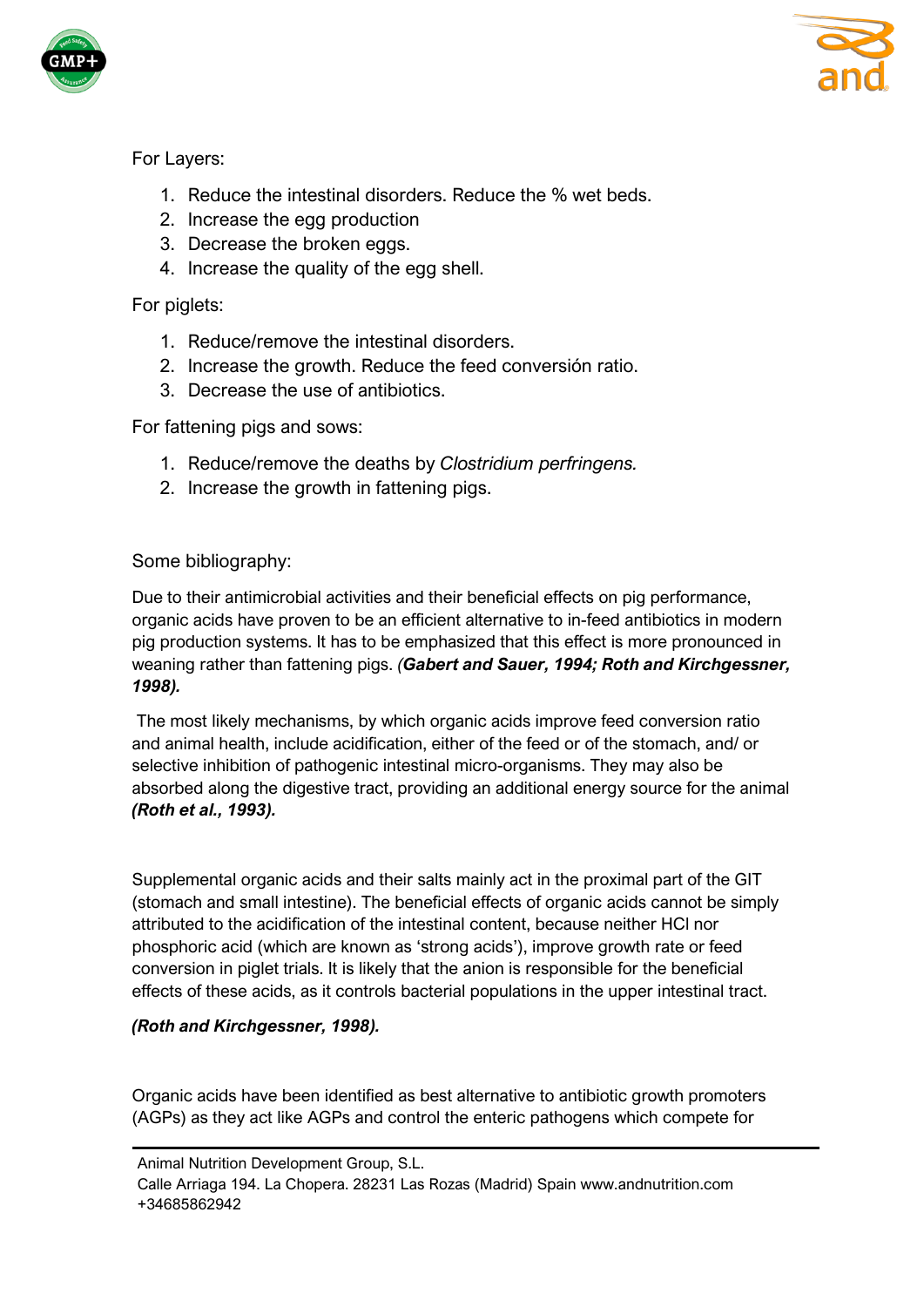For Layers:

1. Reduce the intestinal disorders. Reduce the % wet beds.
2. Increase the egg production
3. Decrease the broken eggs.
4. Increase the quality of the egg shell.

For piglets:

1. Reduce/remove the intestinal disorders.
2. Increase the growth. Reduce the feed conversión ratio.
3. Decrease the use of antibiotics.

For fattening pigs and sows:

1. Reduce/remove the deaths by *Clostridium perfringens.*
2. Increase the growth in fattening pigs.

Some bibliography:

Due to their antimicrobial activities and their beneficial effects on pig performance, organic acids have proven to be an efficient alternative to in-feed antibiotics in modern pig production systems. It has to be emphasized that this effect is more pronounced in weaning rather than fattening pigs. ***(Gabert and Sauer, 1994; Roth and Kirchgessner, 1998).***

The most likely mechanisms, by which organic acids improve feed conversion ratio and animal health, include acidification, either of the feed or of the stomach, and/ or selective inhibition of pathogenic intestinal micro-organisms. They may also be absorbed along the digestive tract, providing an additional energy source for the animal ***(Roth et al., 1993).***

Supplemental organic acids and their salts mainly act in the proximal part of the GIT (stomach and small intestine). The beneficial effects of organic acids cannot be simply attributed to the acidification of the intestinal content, because neither HCl nor phosphoric acid (which are known as 'strong acids'), improve growth rate or feed conversion in piglet trials. It is likely that the anion is responsible for the beneficial effects of these acids, as it controls bacterial populations in the upper intestinal tract.

***(Roth and Kirchgessner, 1998).***

Organic acids have been identified as best alternative to antibiotic growth promoters (AGPs) as they act like AGPs and control the enteric pathogens which compete for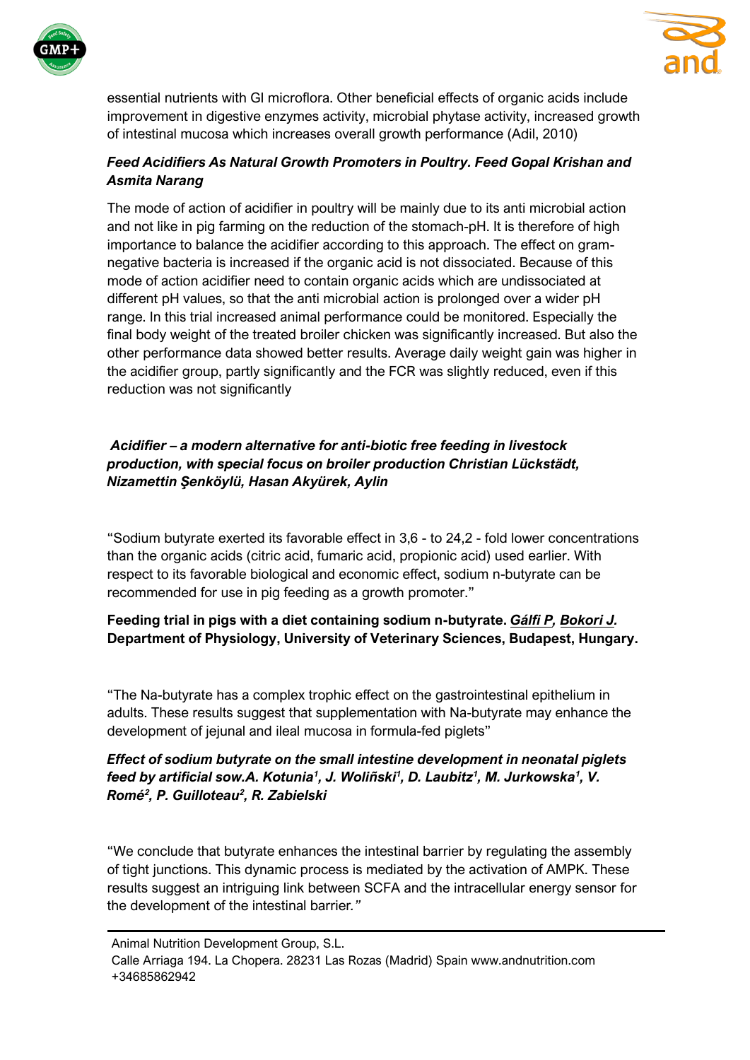essential nutrients with GI microflora. Other beneficial effects of organic acids include improvement in digestive enzymes activity, microbial phytase activity, increased growth of intestinal mucosa which increases overall growth performance (Adil, 2010)

***Feed Acidifiers As Natural Growth Promoters in Poultry. Feed Gopal Krishan and Asmita Narang***

The mode of action of acidifier in poultry will be mainly due to its anti microbial action and not like in pig farming on the reduction of the stomach-pH. It is therefore of high importance to balance the acidifier according to this approach. The effect on gram-negative bacteria is increased if the organic acid is not dissociated. Because of this mode of action acidifier need to contain organic acids which are undissociated at different pH values, so that the anti microbial action is prolonged over a wider pH range. In this trial increased animal performance could be monitored. Especially the final body weight of the treated broiler chicken was significantly increased. But also the other performance data showed better results. Average daily weight gain was higher in the acidifier group, partly significantly and the FCR was slightly reduced, even if this reduction was not significantly

***Acidifier – a modern alternative for anti-biotic free feeding in livestock production, with special focus on broiler production Christian Lückstädt, Nizamettin Şenköylü, Hasan Akyürek, Aylin***

"Sodium butyrate exerted its favorable effect in 3,6 - to 24,2 - fold lower concentrations than the organic acids (citric acid, fumaric acid, propionic acid) used earlier. With respect to its favorable biological and economic effect, sodium n-butyrate can be recommended for use in pig feeding as a growth promoter."

**Feeding trial in pigs with a diet containing sodium n-butyrate. *Gálfi P*, *Bokori J*. Department of Physiology, University of Veterinary Sciences, Budapest, Hungary.**

"The Na-butyrate has a complex trophic effect on the gastrointestinal epithelium in adults. These results suggest that supplementation with Na-butyrate may enhance the development of jejunal and ileal mucosa in formula-fed piglets"

***Effect of sodium butyrate on the small intestine development in neonatal piglets feed by artificial sow.A. Kotunia[1], J. Woliński[1], D. Laubitz[1], M. Jurkowska[1], V. Romé[2], P. Guilloteau[2], R. Zabielski***

"We conclude that butyrate enhances the intestinal barrier by regulating the assembly of tight junctions. This dynamic process is mediated by the activation of AMPK. These results suggest an intriguing link between SCFA and the intracellular energy sensor for the development of the intestinal barrier."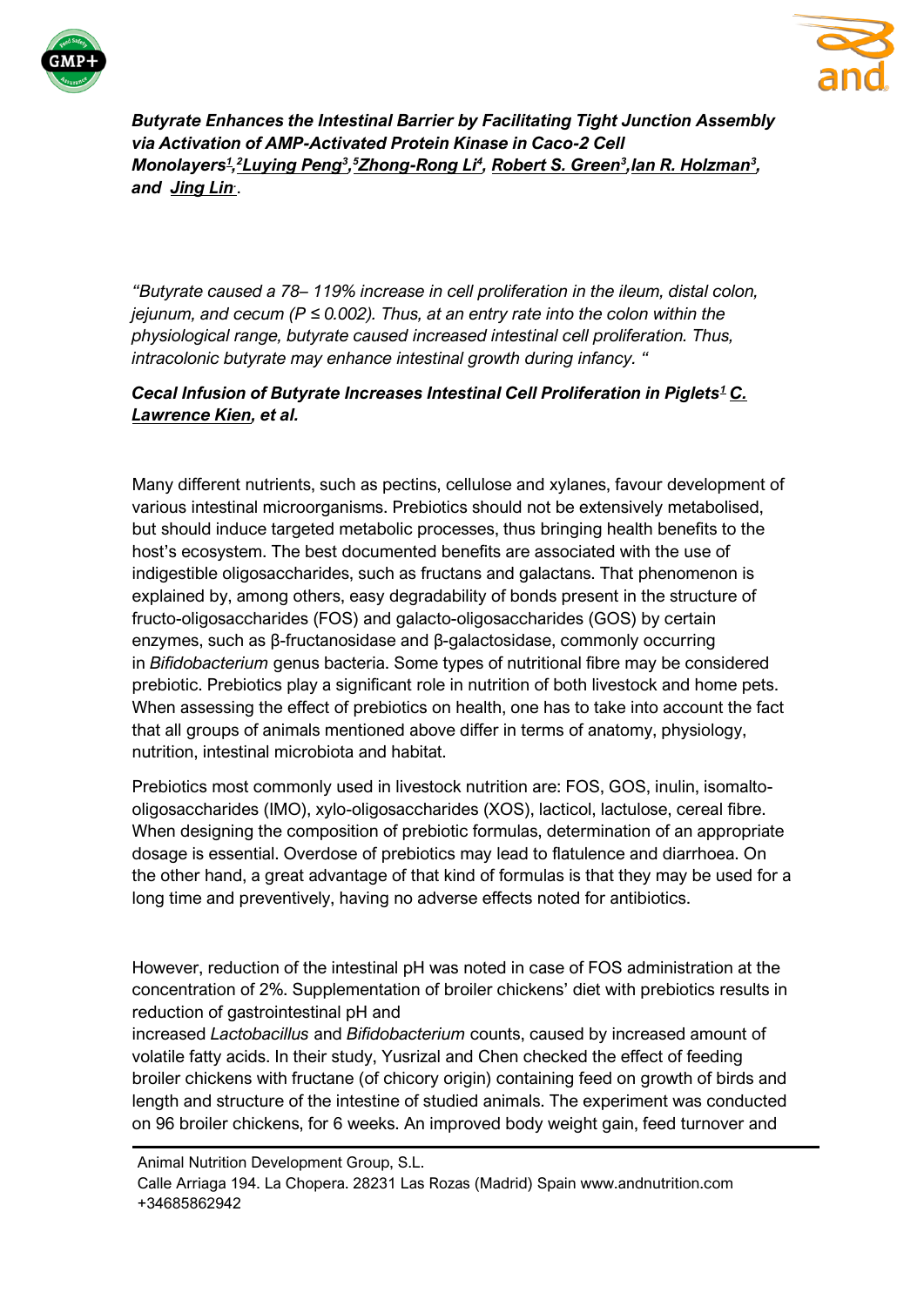***Butyrate Enhances the Intestinal Barrier by Facilitating Tight Junction Assembly via Activation of AMP-Activated Protein Kinase in Caco-2 Cell Monolayers[1],[2]Luying Peng[3],[5]Zhong-Rong Li[4], Robert S. Green[3],Ian R. Holzman[3], and Jing Lin.***

*"Butyrate caused a 78– 119% increase in cell proliferation in the ileum, distal colon, jejunum, and cecum (P ≤ 0.002). Thus, at an entry rate into the colon within the physiological range, butyrate caused increased intestinal cell proliferation. Thus, intracolonic butyrate may enhance intestinal growth during infancy. "*

***Cecal Infusion of Butyrate Increases Intestinal Cell Proliferation in Piglets[1] C. Lawrence Kien, et al.***

Many different nutrients, such as pectins, cellulose and xylanes, favour development of various intestinal microorganisms. Prebiotics should not be extensively metabolised, but should induce targeted metabolic processes, thus bringing health benefits to the host's ecosystem. The best documented benefits are associated with the use of indigestible oligosaccharides, such as fructans and galactans. That phenomenon is explained by, among others, easy degradability of bonds present in the structure of fructo-oligosaccharides (FOS) and galacto-oligosaccharides (GOS) by certain enzymes, such as β-fructanosidase and β-galactosidase, commonly occurring in *Bifidobacterium* genus bacteria. Some types of nutritional fibre may be considered prebiotic. Prebiotics play a significant role in nutrition of both livestock and home pets. When assessing the effect of prebiotics on health, one has to take into account the fact that all groups of animals mentioned above differ in terms of anatomy, physiology, nutrition, intestinal microbiota and habitat.

Prebiotics most commonly used in livestock nutrition are: FOS, GOS, inulin, isomalto-oligosaccharides (IMO), xylo-oligosaccharides (XOS), lacticol, lactulose, cereal fibre. When designing the composition of prebiotic formulas, determination of an appropriate dosage is essential. Overdose of prebiotics may lead to flatulence and diarrhoea. On the other hand, a great advantage of that kind of formulas is that they may be used for a long time and preventively, having no adverse effects noted for antibiotics.

However, reduction of the intestinal pH was noted in case of FOS administration at the concentration of 2%. Supplementation of broiler chickens' diet with prebiotics results in reduction of gastrointestinal pH and increased *Lactobacillus* and *Bifidobacterium* counts, caused by increased amount of volatile fatty acids. In their study, Yusrizal and Chen checked the effect of feeding broiler chickens with fructane (of chicory origin) containing feed on growth of birds and length and structure of the intestine of studied animals. The experiment was conducted on 96 broiler chickens, for 6 weeks. An improved body weight gain, feed turnover and

Animal Nutrition Development Group, S.L.
Calle Arriaga 194. La Chopera. 28231 Las Rozas (Madrid) Spain www.andnutrition.com
+34685862942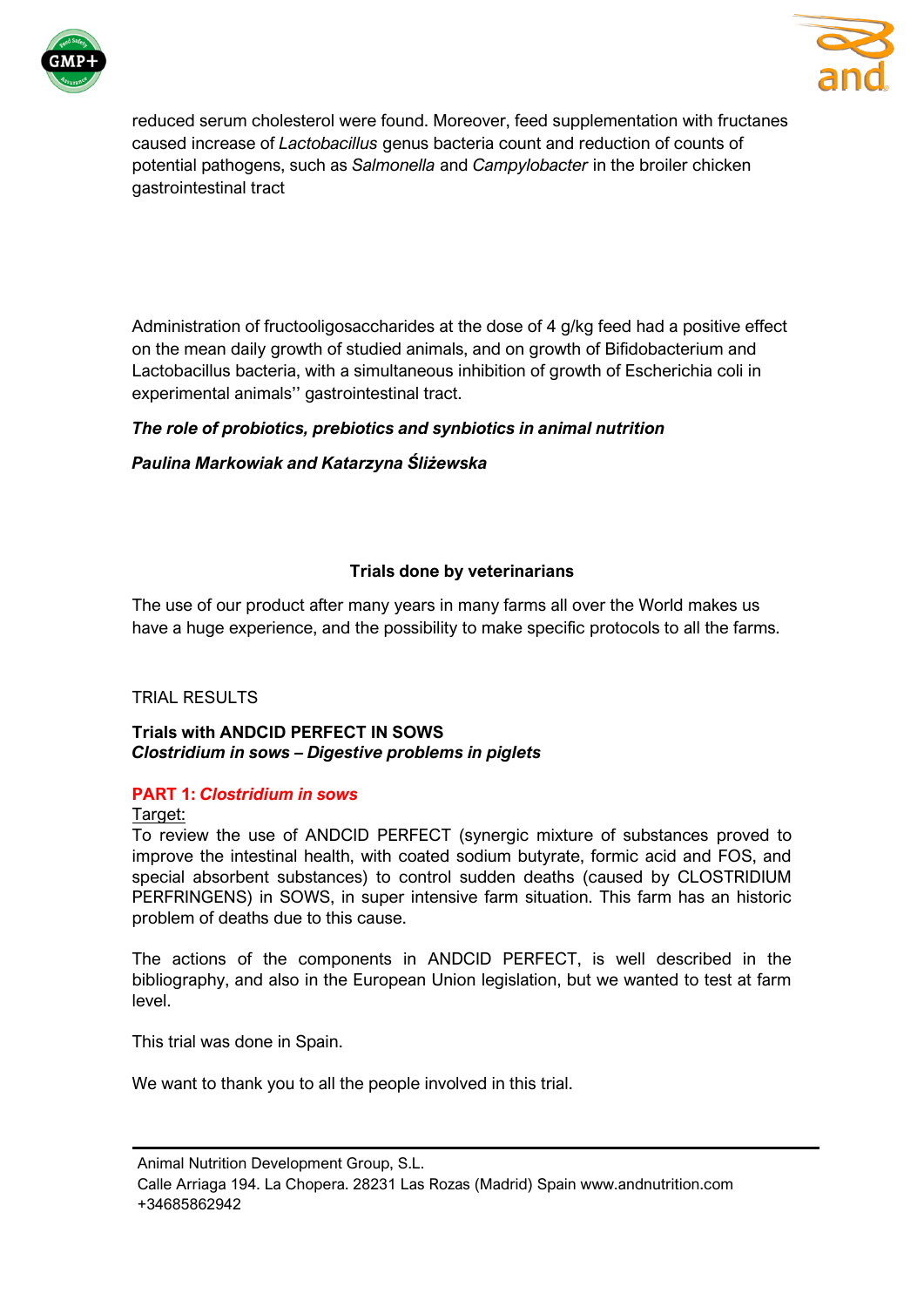reduced serum cholesterol were found. Moreover, feed supplementation with fructanes caused increase of *Lactobacillus* genus bacteria count and reduction of counts of potential pathogens, such as *Salmonella* and *Campylobacter* in the broiler chicken gastrointestinal tract

Administration of fructooligosaccharides at the dose of 4 g/kg feed had a positive effect on the mean daily growth of studied animals, and on growth of Bifidobacterium and Lactobacillus bacteria, with a simultaneous inhibition of growth of Escherichia coli in experimental animals'' gastrointestinal tract.

***The role of probiotics, prebiotics and synbiotics in animal nutrition***

***Paulina Markowiak and Katarzyna Śliżewska***

## Trials done by veterinarians

The use of our product after many years in many farms all over the World makes us have a huge experience, and the possibility to make specific protocols to all the farms.

TRIAL RESULTS

**Trials with ANDCID PERFECT IN SOWS**
***Clostridium in sows – Digestive problems in piglets***

**PART 1: *Clostridium in sows***

Target:

To review the use of ANDCID PERFECT (synergic mixture of substances proved to improve the intestinal health, with coated sodium butyrate, formic acid and FOS, and special absorbent substances) to control sudden deaths (caused by CLOSTRIDIUM PERFRINGENS) in SOWS, in super intensive farm situation. This farm has an historic problem of deaths due to this cause.

The actions of the components in ANDCID PERFECT, is well described in the bibliography, and also in the European Union legislation, but we wanted to test at farm level.

This trial was done in Spain.

We want to thank you to all the people involved in this trial.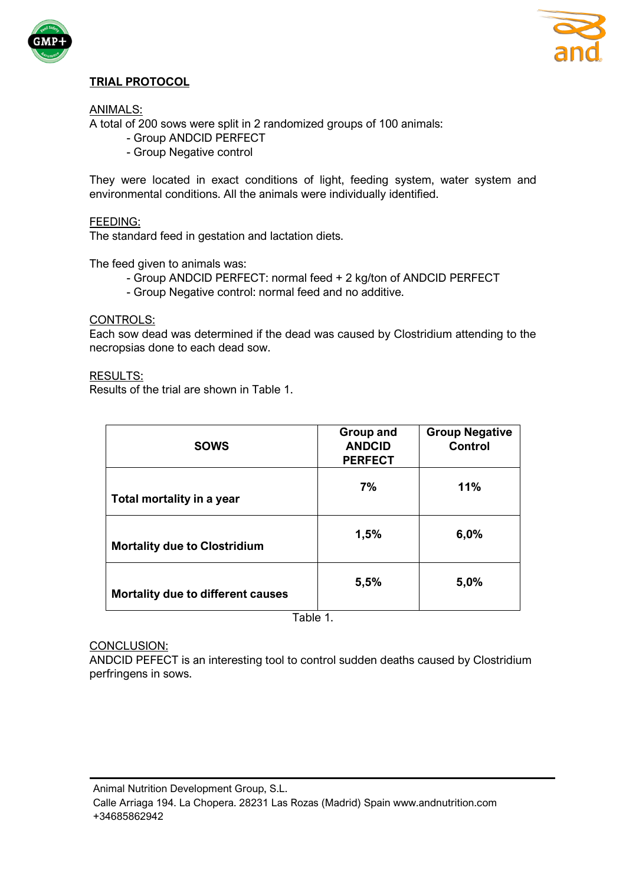## TRIAL PROTOCOL

ANIMALS:

A total of 200 sows were split in 2 randomized groups of 100 animals:

- Group ANDCID PERFECT
- Group Negative control

They were located in exact conditions of light, feeding system, water system and environmental conditions. All the animals were individually identified.

FEEDING:

The standard feed in gestation and lactation diets.

The feed given to animals was:

- Group ANDCID PERFECT: normal feed + 2 kg/ton of ANDCID PERFECT
- Group Negative control: normal feed and no additive.

CONTROLS:

Each sow dead was determined if the dead was caused by Clostridium attending to the necropsias done to each dead sow.

RESULTS:

Results of the trial are shown in Table 1.

| SOWS | Group and ANDCID PERFECT | Group Negative Control |
|---|---|---|
| Total mortality in a year | 7% | 11% |
| Mortality due to Clostridium | 1,5% | 6,0% |
| Mortality due to different causes | 5,5% | 5,0% |

Table 1.

CONCLUSION:

ANDCID PEFECT is an interesting tool to control sudden deaths caused by Clostridium perfringens in sows.

Animal Nutrition Development Group, S.L.
Calle Arriaga 194. La Chopera. 28231 Las Rozas (Madrid) Spain www.andnutrition.com
+34685862942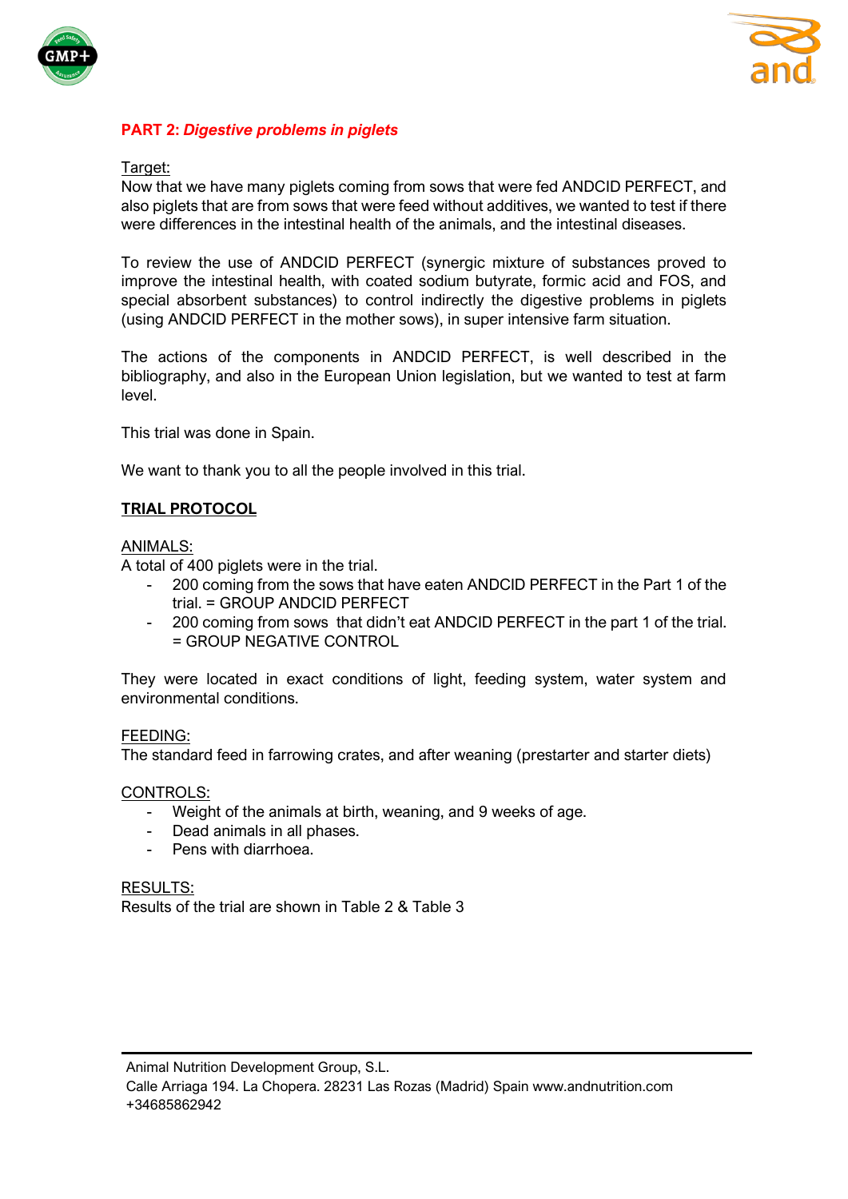## PART 2: *Digestive problems in piglets*

Target:
Now that we have many piglets coming from sows that were fed ANDCID PERFECT, and also piglets that are from sows that were feed without additives, we wanted to test if there were differences in the intestinal health of the animals, and the intestinal diseases.

To review the use of ANDCID PERFECT (synergic mixture of substances proved to improve the intestinal health, with coated sodium butyrate, formic acid and FOS, and special absorbent substances) to control indirectly the digestive problems in piglets (using ANDCID PERFECT in the mother sows), in super intensive farm situation.

The actions of the components in ANDCID PERFECT, is well described in the bibliography, and also in the European Union legislation, but we wanted to test at farm level.

This trial was done in Spain.

We want to thank you to all the people involved in this trial.

**TRIAL PROTOCOL**

ANIMALS:
A total of 400 piglets were in the trial.

- 200 coming from the sows that have eaten ANDCID PERFECT in the Part 1 of the trial. = GROUP ANDCID PERFECT
- 200 coming from sows that didn't eat ANDCID PERFECT in the part 1 of the trial. = GROUP NEGATIVE CONTROL

They were located in exact conditions of light, feeding system, water system and environmental conditions.

FEEDING:
The standard feed in farrowing crates, and after weaning (prestarter and starter diets)

CONTROLS:

- Weight of the animals at birth, weaning, and 9 weeks of age.
- Dead animals in all phases.
- Pens with diarrhoea.

RESULTS:
Results of the trial are shown in Table 2 & Table 3

Animal Nutrition Development Group, S.L.
Calle Arriaga 194. La Chopera. 28231 Las Rozas (Madrid) Spain www.andnutrition.com
+34685862942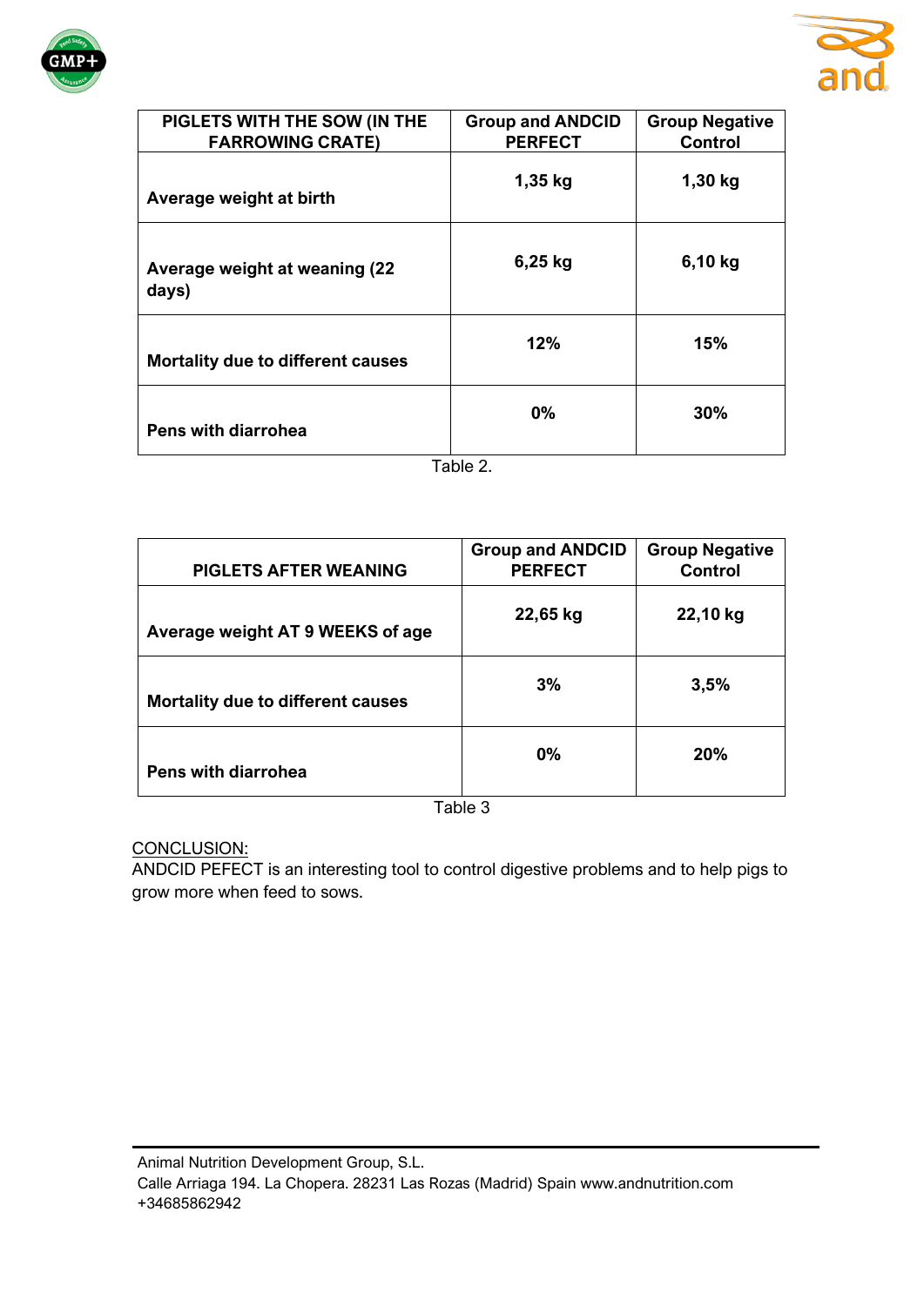| PIGLETS WITH THE SOW (IN THE FARROWING CRATE) | Group and ANDCID PERFECT | Group Negative Control |
|---|---|---|
| Average weight at birth | 1,35 kg | 1,30 kg |
| Average weight at weaning (22 days) | 6,25 kg | 6,10 kg |
| Mortality due to different causes | 12% | 15% |
| Pens with diarrohea | 0% | 30% |

Table 2.

| PIGLETS AFTER WEANING | Group and ANDCID PERFECT | Group Negative Control |
|---|---|---|
| Average weight AT 9 WEEKS of age | 22,65 kg | 22,10 kg |
| Mortality due to different causes | 3% | 3,5% |
| Pens with diarrohea | 0% | 20% |

Table 3

CONCLUSION:

ANDCID PEFECT is an interesting tool to control digestive problems and to help pigs to grow more when feed to sows.

Animal Nutrition Development Group, S.L.
Calle Arriaga 194. La Chopera. 28231 Las Rozas (Madrid) Spain www.andnutrition.com
+34685862942